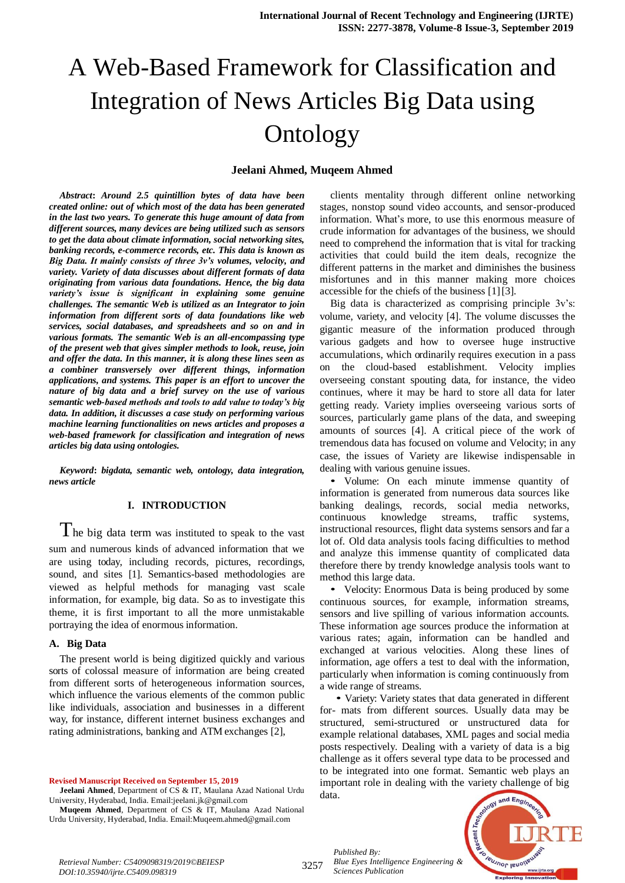# A Web-Based Framework for Classification and Integration of News Articles Big Data using Ontology

**Jeelani Ahmed, Muqeem Ahmed**

***Abstract*****: *Around 2.5 quintillion bytes of data have been created online: out of which most of the data has been generated in the last two years. To generate this huge amount of data from different sources, many devices are being utilized such as sensors to get the data about climate information, social networking sites, banking records, e-commerce records, etc. This data is known as Big Data. It mainly consists of three 3v's volumes, velocity, and variety. Variety of data discusses about different formats of data originating from various data foundations. Hence, the big data variety's issue is significant in explaining some genuine challenges. The semantic Web is utilized as an Integrator to join information from different sorts of data foundations like web services, social databases, and spreadsheets and so on and in various formats. The semantic Web is an all-encompassing type of the present web that gives simpler methods to look, reuse, join and offer the data. In this manner, it is along these lines seen as a combiner transversely over different things, information applications, and systems. This paper is an effort to uncover the nature of big data and a brief survey on the use of various semantic web-based methods and tools to add value to today's big data. In addition, it discusses a case study on performing various machine learning functionalities on news articles and proposes a web-based framework for classification and integration of news articles big data using ontologies.***

***Keyword*****: *bigdata, semantic web, ontology, data integration, news article***

## I. INTRODUCTION

The big data term was instituted to speak to the vast sum and numerous kinds of advanced information that we are using today, including records, pictures, recordings, sound, and sites [1]. Semantics-based methodologies are viewed as helpful methods for managing vast scale information, for example, big data. So as to investigate this theme, it is first important to all the more unmistakable portraying the idea of enormous information.

### A. Big Data

The present world is being digitized quickly and various sorts of colossal measure of information are being created from different sorts of heterogeneous information sources, which influence the various elements of the common public like individuals, association and businesses in a different way, for instance, different internet business exchanges and rating administrations, banking and ATM exchanges [2], clients mentality through different online networking stages, nonstop sound video accounts, and sensor-produced information. What's more, to use this enormous measure of crude information for advantages of the business, we should need to comprehend the information that is vital for tracking activities that could build the item deals, recognize the different patterns in the market and diminishes the business misfortunes and in this manner making more choices accessible for the chiefs of the business [1][3].

Big data is characterized as comprising principle 3v's: volume, variety, and velocity [4]. The volume discusses the gigantic measure of the information produced through various gadgets and how to oversee huge instructive accumulations, which ordinarily requires execution in a pass on the cloud-based establishment. Velocity implies overseeing constant spouting data, for instance, the video continues, where it may be hard to store all data for later getting ready. Variety implies overseeing various sorts of sources, particularly game plans of the data, and sweeping amounts of sources [4]. A critical piece of the work of tremendous data has focused on volume and Velocity; in any case, the issues of Variety are likewise indispensable in dealing with various genuine issues.

- Volume: On each minute immense quantity of information is generated from numerous data sources like banking dealings, records, social media networks, continuous knowledge streams, traffic systems, instructional resources, flight data systems sensors and far a lot of. Old data analysis tools facing difficulties to method and analyze this immense quantity of complicated data therefore there by trendy knowledge analysis tools want to method this large data.
- Velocity: Enormous Data is being produced by some continuous sources, for example, information streams, sensors and live spilling of various information accounts. These information age sources produce the information at various rates; again, information can be handled and exchanged at various velocities. Along these lines of information, age offers a test to deal with the information, particularly when information is coming continuously from a wide range of streams.
- Variety: Variety states that data generated in different for- mats from different sources. Usually data may be structured, semi-structured or unstructured data for example relational databases, XML pages and social media posts respectively. Dealing with a variety of data is a big challenge as it offers several type data to be processed and to be integrated into one format. Semantic web plays an important role in dealing with the variety challenge of big data.

**Revised Manuscript Received on September 15, 2019**

**Jeelani Ahmed**, Department of CS & IT, Maulana Azad National Urdu University, Hyderabad, India. Email:jeelani.jk@gmail.com

**Muqeem Ahmed**, Department of CS & IT, Maulana Azad National Urdu University, Hyderabad, India. Email:Muqeem.ahmed@gmail.com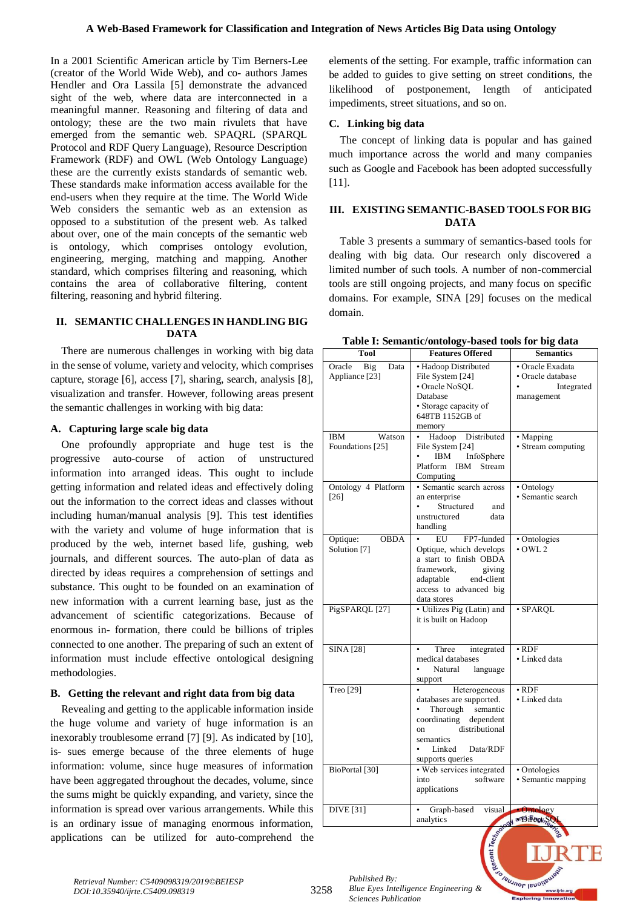In a 2001 Scientific American article by Tim Berners-Lee (creator of the World Wide Web), and co- authors James Hendler and Ora Lassila [5] demonstrate the advanced sight of the web, where data are interconnected in a meaningful manner. Reasoning and filtering of data and ontology; these are the two main rivulets that have emerged from the semantic web. SPAQRL (SPARQL Protocol and RDF Query Language), Resource Description Framework (RDF) and OWL (Web Ontology Language) these are the currently exists standards of semantic web. These standards make information access available for the end-users when they require at the time. The World Wide Web considers the semantic web as an extension as opposed to a substitution of the present web. As talked about over, one of the main concepts of the semantic web is ontology, which comprises ontology evolution, engineering, merging, matching and mapping. Another standard, which comprises filtering and reasoning, which contains the area of collaborative filtering, content filtering, reasoning and hybrid filtering.

## II. SEMANTIC CHALLENGES IN HANDLING BIG DATA

There are numerous challenges in working with big data in the sense of volume, variety and velocity, which comprises capture, storage [6], access [7], sharing, search, analysis [8], visualization and transfer. However, following areas present the semantic challenges in working with big data:

### A. Capturing large scale big data

One profoundly appropriate and huge test is the progressive auto-course of action of unstructured information into arranged ideas. This ought to include getting information and related ideas and effectively doling out the information to the correct ideas and classes without including human/manual analysis [9]. This test identifies with the variety and volume of huge information that is produced by the web, internet based life, gushing, web journals, and different sources. The auto-plan of data as directed by ideas requires a comprehension of settings and substance. This ought to be founded on an examination of new information with a current learning base, just as the advancement of scientific categorizations. Because of enormous in- formation, there could be billions of triples connected to one another. The preparing of such an extent of information must include effective ontological designing methodologies.

### B. Getting the relevant and right data from big data

Revealing and getting to the applicable information inside the huge volume and variety of huge information is an inexorably troublesome errand [7] [9]. As indicated by [10], is- sues emerge because of the three elements of huge information: volume, since huge measures of information have been aggregated throughout the decades, volume, since the sums might be quickly expanding, and variety, since the information is spread over various arrangements. While this is an ordinary issue of managing enormous information, applications can be utilized for auto-comprehend the elements of the setting. For example, traffic information can be added to guides to give setting on street conditions, the likelihood of postponement, length of anticipated impediments, street situations, and so on.

### C. Linking big data

The concept of linking data is popular and has gained much importance across the world and many companies such as Google and Facebook has been adopted successfully [11].

## III. EXISTING SEMANTIC-BASED TOOLS FOR BIG DATA

Table 3 presents a summary of semantics-based tools for dealing with big data. Our research only discovered a limited number of such tools. A number of non-commercial tools are still ongoing projects, and many focus on specific domains. For example, SINA [29] focuses on the medical domain.

**Table I: Semantic/ontology-based tools for big data**

| Tool | Features Offered | Semantics |
|---|---|---|
| Oracle Big Data Appliance [23] | • Hadoop Distributed File System [24]<br>• Oracle NoSQL Database<br>• Storage capacity of 648TB 1152GB of memory | • Oracle Exadata<br>• Oracle database<br>• Integrated management |
| IBM Watson Foundations [25] | • Hadoop Distributed File System [24]<br>• IBM InfoSphere Platform IBM Stream Computing | • Mapping<br>• Stream computing |
| Ontology 4 Platform [26] | • Semantic search across an enterprise<br>• Structured and unstructured data handling | • Ontology<br>• Semantic search |
| Optique: OBDA Solution [7] | • EU FP7-funded Optique, which develops a start to finish OBDA framework, giving adaptable end-client access to advanced big data stores | • Ontologies<br>• OWL 2 |
| PigSPARQL [27] | • Utilizes Pig (Latin) and it is built on Hadoop | • SPARQL |
| SINA [28] | • Three integrated medical databases<br>• Natural language support | • RDF<br>• Linked data |
| Treo [29] | • Heterogeneous databases are supported.<br>• Thorough semantic coordinating dependent on distributional semantics<br>• Linked Data/RDF supports queries | • RDF<br>• Linked data |
| BioPortal [30] | • Web services integrated into software applications | • Ontologies<br>• Semantic mapping |
| DIVE [31] | • Graph-based visual analytics | • Ontology<br>• DirectSQL |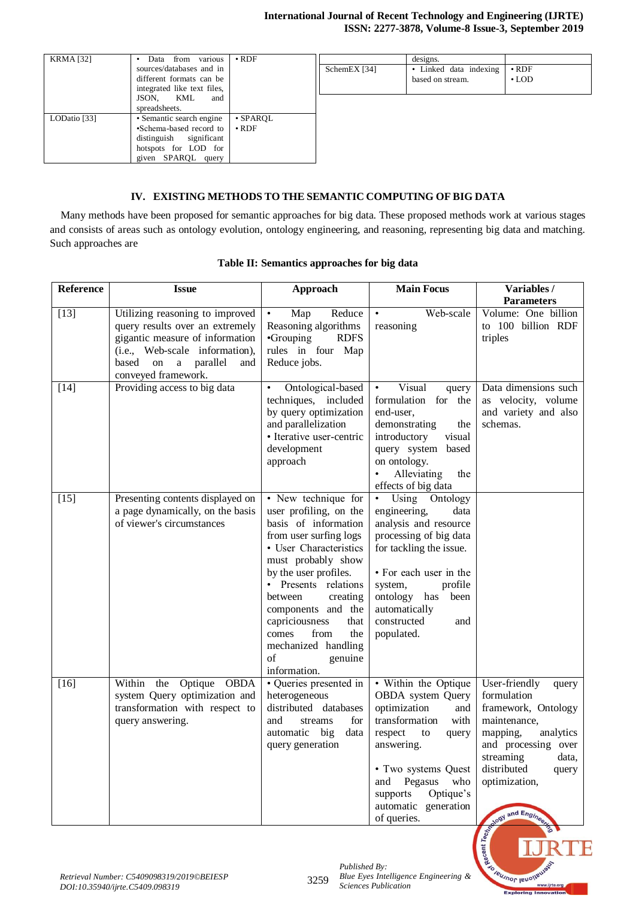| KRMA [32] | • Data from various sources/databases and in different formats can be integrated like text files, JSON, KML and spreadsheets. | • RDF |
|---|---|---|
| LODatio [33] | • Semantic search engine •Schema-based record to distinguish significant hotspots for LOD for given SPARQL query designs. | • SPARQL • RDF |
| SchemEX [34] | • Linked data indexing based on stream. | • RDF • LOD |

## IV. EXISTING METHODS TO THE SEMANTIC COMPUTING OF BIG DATA

Many methods have been proposed for semantic approaches for big data. These proposed methods work at various stages and consists of areas such as ontology evolution, ontology engineering, and reasoning, representing big data and matching. Such approaches are

**Table II: Semantics approaches for big data**

| Reference | Issue | Approach | Main Focus | Variables / Parameters |
|---|---|---|---|---|
| [13] | Utilizing reasoning to improved query results over an extremely gigantic measure of information (i.e., Web-scale information), based on a parallel and conveyed framework. | • Map Reduce Reasoning algorithms •Grouping RDFS rules in four Map Reduce jobs. | • Web-scale reasoning | Volume: One billion to 100 billion RDF triples |
| [14] | Providing access to big data | • Ontological-based techniques, included by query optimization and parallelization • Iterative user-centric development approach | • Visual query formulation for the end-user, demonstrating the introductory visual query system based on ontology. • Alleviating the effects of big data | Data dimensions such as velocity, volume and variety and also schemas. |
| [15] | Presenting contents displayed on a page dynamically, on the basis of viewer's circumstances | • New technique for user profiling, on the basis of information from user surfing logs • User Characteristics must probably show by the user profiles. • Presents relations between creating components and the capriciousness that comes from the mechanized handling of genuine information. | • Using Ontology engineering, data analysis and resource processing of big data for tackling the issue. • For each user in the system, profile ontology has been automatically constructed and populated. | |
| [16] | Within the Optique OBDA system Query optimization and transformation with respect to query answering. | • Queries presented in heterogeneous distributed databases and streams for automatic big data query generation | • Within the Optique OBDA system Query optimization and transformation with respect to query answering. • Two systems Quest and Pegasus who supports Optique's automatic generation of queries. | User-friendly query formulation framework, Ontology maintenance, mapping, analytics and processing over streaming data, distributed query optimization, |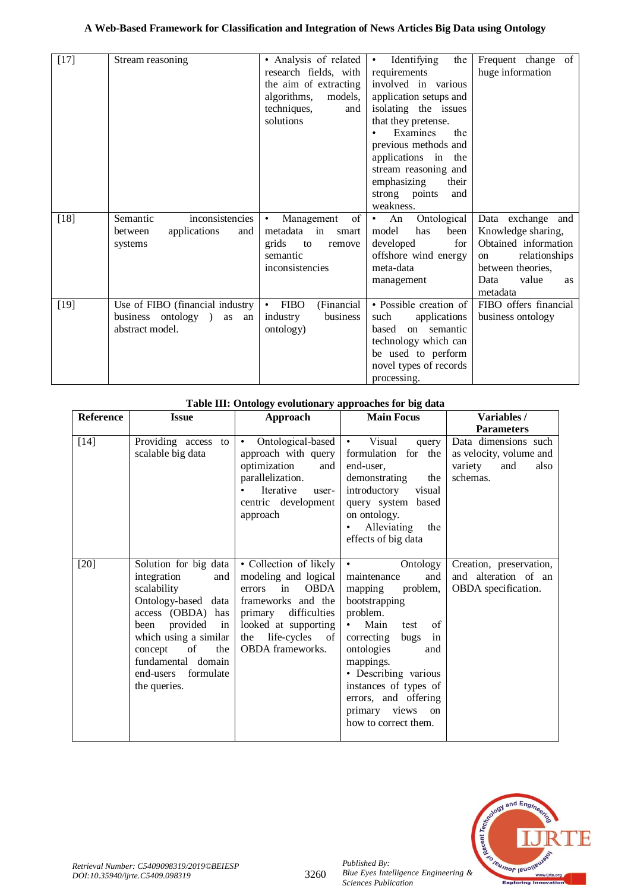| [17] | Stream reasoning | • Analysis of related research fields, with the aim of extracting algorithms, models, techniques, and solutions | • Identifying the requirements involved in various application setups and isolating the issues that they pretense. • Examines the previous methods and applications in the stream reasoning and emphasizing their strong points and weakness. | Frequent change of huge information |
|---|---|---|---|---|
| [18] | Semantic inconsistencies between applications and systems | • Management of metadata in smart grids to remove semantic inconsistencies | • An Ontological model has been developed for offshore wind energy meta-data management | Data exchange and Knowledge sharing, Obtained information on relationships between theories, Data value as metadata |
| [19] | Use of FIBO (financial industry business ontology ) as an abstract model. | • FIBO (Financial industry business ontology) | • Possible creation of such applications based on semantic technology which can be used to perform novel types of records processing. | FIBO offers financial business ontology |

**Table III: Ontology evolutionary approaches for big data**

| Reference | Issue | Approach | Main Focus | Variables / Parameters |
|---|---|---|---|---|
| [14] | Providing access to scalable big data | • Ontological-based approach with query optimization and parallelization. • Iterative user-centric development approach | • Visual query formulation for the end-user, demonstrating the introductory visual query system based on ontology. • Alleviating the effects of big data | Data dimensions such as velocity, volume and variety and also schemas. |
| [20] | Solution for big data integration and scalability Ontology-based data access (OBDA) has been provided in which using a similar concept of the fundamental domain end-users formulate the queries. | • Collection of likely modeling and logical errors in OBDA frameworks and the primary difficulties looked at supporting the life-cycles of OBDA frameworks. | • Ontology maintenance and mapping problem, bootstrapping problem. • Main test of correcting bugs in ontologies and mappings. • Describing various instances of types of errors, and offering primary views on how to correct them. | Creation, preservation, and alteration of an OBDA specification. |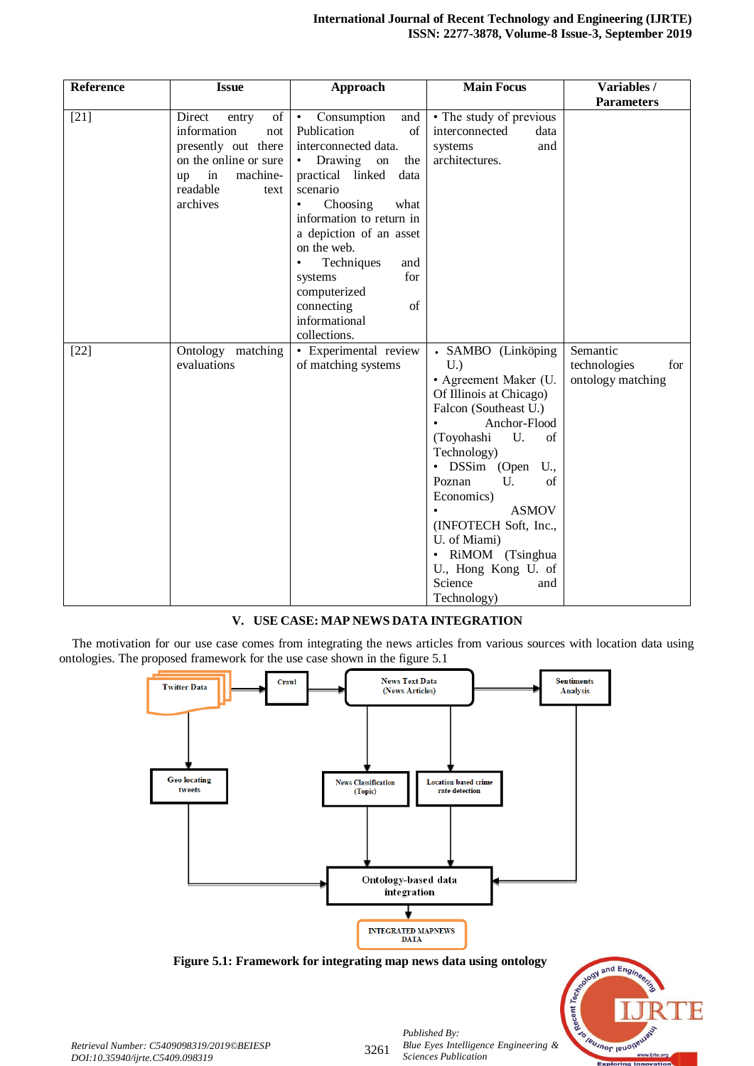| Reference | Issue | Approach | Main Focus | Variables / Parameters |
|---|---|---|---|---|
| [21] | Direct entry of information not presently out there on the online or sure up in machine-readable text archives | • Consumption and Publication of interconnected data. • Drawing on the practical linked data scenario • Choosing what information to return in a depiction of an asset on the web. • Techniques and systems for computerized connecting of informational collections. | • The study of previous interconnected data systems and architectures. | |
| [22] | Ontology matching evaluations | • Experimental review of matching systems | • SAMBO (Linköping U.) • Agreement Maker (U. Of Illinois at Chicago) Falcon (Southeast U.) • Anchor-Flood (Toyohashi U. of Technology) • DSSim (Open U., Poznan U. of Economics) • ASMOV (INFOTECH Soft, Inc., U. of Miami) • RiMOM (Tsinghua U., Hong Kong U. of Science and Technology) | Semantic technologies for ontology matching |

## V. USE CASE: MAP NEWS DATA INTEGRATION

The motivation for our use case comes from integrating the news articles from various sources with location data using ontologies. The proposed framework for the use case shown in the figure 5.1

Twitter Data → Crawl → News Text Data (News Articles) → Sentiments Analysis

Geo locating tweets; News Classification (Topic); Location based crime rate detection

Ontology-based data integration → INTEGRATED MAPNEWS DATA

**Figure 5.1: Framework for integrating map news data using ontology**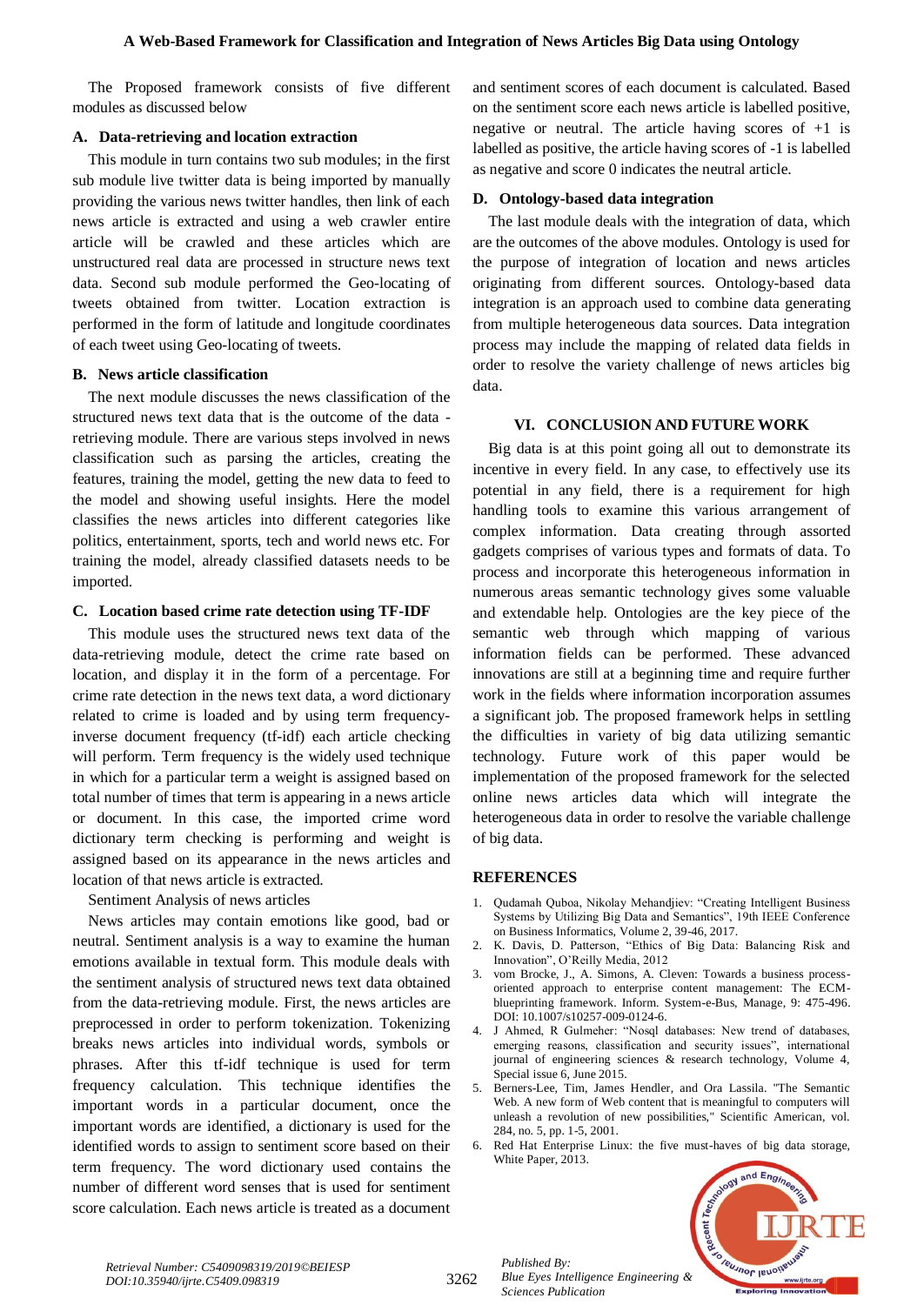The Proposed framework consists of five different modules as discussed below

### A. Data-retrieving and location extraction

This module in turn contains two sub modules; in the first sub module live twitter data is being imported by manually providing the various news twitter handles, then link of each news article is extracted and using a web crawler entire article will be crawled and these articles which are unstructured real data are processed in structure news text data. Second sub module performed the Geo-locating of tweets obtained from twitter. Location extraction is performed in the form of latitude and longitude coordinates of each tweet using Geo-locating of tweets.

### B. News article classification

The next module discusses the news classification of the structured news text data that is the outcome of the data -retrieving module. There are various steps involved in news classification such as parsing the articles, creating the features, training the model, getting the new data to feed to the model and showing useful insights. Here the model classifies the news articles into different categories like politics, entertainment, sports, tech and world news etc. For training the model, already classified datasets needs to be imported.

### C. Location based crime rate detection using TF-IDF

This module uses the structured news text data of the data-retrieving module, detect the crime rate based on location, and display it in the form of a percentage. For crime rate detection in the news text data, a word dictionary related to crime is loaded and by using term frequency-inverse document frequency (tf-idf) each article checking will perform. Term frequency is the widely used technique in which for a particular term a weight is assigned based on total number of times that term is appearing in a news article or document. In this case, the imported crime word dictionary term checking is performing and weight is assigned based on its appearance in the news articles and location of that news article is extracted.

Sentiment Analysis of news articles

News articles may contain emotions like good, bad or neutral. Sentiment analysis is a way to examine the human emotions available in textual form. This module deals with the sentiment analysis of structured news text data obtained from the data-retrieving module. First, the news articles are preprocessed in order to perform tokenization. Tokenizing breaks news articles into individual words, symbols or phrases. After this tf-idf technique is used for term frequency calculation. This technique identifies the important words in a particular document, once the important words are identified, a dictionary is used for the identified words to assign to sentiment score based on their term frequency. The word dictionary used contains the number of different word senses that is used for sentiment score calculation. Each news article is treated as a document and sentiment scores of each document is calculated. Based on the sentiment score each news article is labelled positive, negative or neutral. The article having scores of +1 is labelled as positive, the article having scores of -1 is labelled as negative and score 0 indicates the neutral article.

### D. Ontology-based data integration

The last module deals with the integration of data, which are the outcomes of the above modules. Ontology is used for the purpose of integration of location and news articles originating from different sources. Ontology-based data integration is an approach used to combine data generating from multiple heterogeneous data sources. Data integration process may include the mapping of related data fields in order to resolve the variety challenge of news articles big data.

## VI. CONCLUSION AND FUTURE WORK

Big data is at this point going all out to demonstrate its incentive in every field. In any case, to effectively use its potential in any field, there is a requirement for high handling tools to examine this various arrangement of complex information. Data creating through assorted gadgets comprises of various types and formats of data. To process and incorporate this heterogeneous information in numerous areas semantic technology gives some valuable and extendable help. Ontologies are the key piece of the semantic web through which mapping of various information fields can be performed. These advanced innovations are still at a beginning time and require further work in the fields where information incorporation assumes a significant job. The proposed framework helps in settling the difficulties in variety of big data utilizing semantic technology. Future work of this paper would be implementation of the proposed framework for the selected online news articles data which will integrate the heterogeneous data in order to resolve the variable challenge of big data.

## REFERENCES

1. Qudamah Quboa, Nikolay Mehandjiev: “Creating Intelligent Business Systems by Utilizing Big Data and Semantics”, 19th IEEE Conference on Business Informatics, Volume 2, 39-46, 2017.
2. K. Davis, D. Patterson, “Ethics of Big Data: Balancing Risk and Innovation”, O’Reilly Media, 2012
3. vom Brocke, J., A. Simons, A. Cleven: Towards a business process-oriented approach to enterprise content management: The ECM-blueprinting framework. Inform. System-e-Bus, Manage, 9: 475-496. DOI: 10.1007/s10257-009-0124-6.
4. J Ahmed, R Gulmeher: “Nosql databases: New trend of databases, emerging reasons, classification and security issues”, international journal of engineering sciences & research technology, Volume 4, Special issue 6, June 2015.
5. Berners-Lee, Tim, James Hendler, and Ora Lassila. "The Semantic Web. A new form of Web content that is meaningful to computers will unleash a revolution of new possibilities," Scientific American, vol. 284, no. 5, pp. 1-5, 2001.
6. Red Hat Enterprise Linux: the five must-haves of big data storage, White Paper, 2013.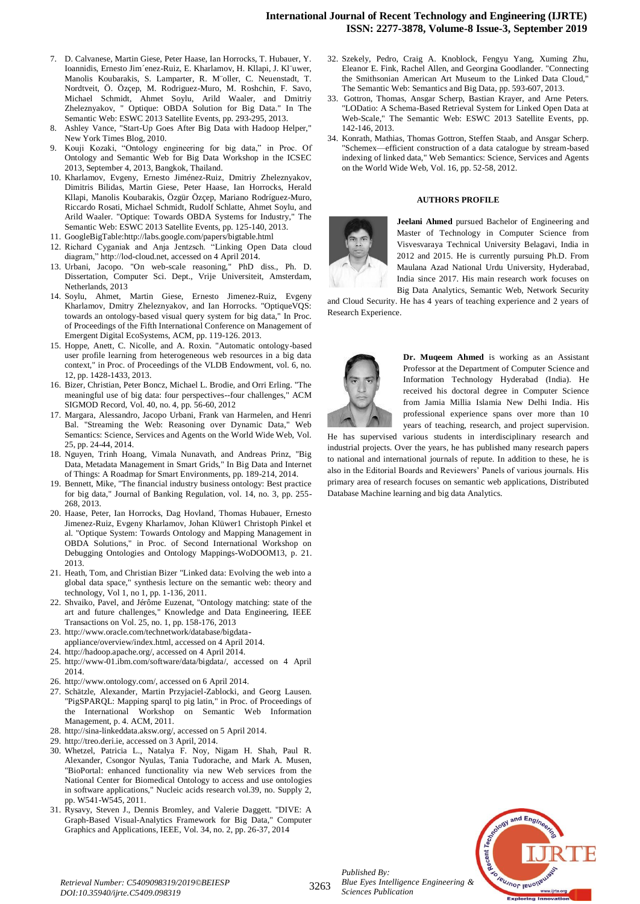7. D. Calvanese, Martin Giese, Peter Haase, Ian Horrocks, T. Hubauer, Y. Ioannidis, Ernesto Jim´enez-Ruiz, E. Kharlamov, H. Kllapi, J. Kl¨uwer, Manolis Koubarakis, S. Lamparter, R. M¨oller, C. Neuenstadt, T. Nordtveit, Ö. Özçep, M. Rodriguez-Muro, M. Roshchin, F. Savo, Michael Schmidt, Ahmet Soylu, Arild Waaler, and Dmitriy Zheleznyakov, " Optique: OBDA Solution for Big Data." In The Semantic Web: ESWC 2013 Satellite Events, pp. 293-295, 2013.
8. Ashley Vance, "Start-Up Goes After Big Data with Hadoop Helper," New York Times Blog, 2010.
9. Kouji Kozaki, "Ontology engineering for big data," in Proc. Of Ontology and Semantic Web for Big Data Workshop in the ICSEC 2013, September 4, 2013, Bangkok, Thailand.
10. Kharlamov, Evgeny, Ernesto Jiménez-Ruiz, Dmitriy Zheleznyakov, Dimitris Bilidas, Martin Giese, Peter Haase, Ian Horrocks, Herald Kllapi, Manolis Koubarakis, Özgür Özçep, Mariano Rodríguez-Muro, Riccardo Rosati, Michael Schmidt, Rudolf Schlatte, Ahmet Soylu, and Arild Waaler. "Optique: Towards OBDA Systems for Industry," The Semantic Web: ESWC 2013 Satellite Events, pp. 125-140, 2013.
11. GoogleBigTable:http://labs.google.com/papers/bigtable.html
12. Richard Cyganiak and Anja Jentzsch. "Linking Open Data cloud diagram," http://lod-cloud.net, accessed on 4 April 2014.
13. Urbani, Jacopo. "On web-scale reasoning," PhD diss., Ph. D. Dissertation, Computer Sci. Dept., Vrije Universiteit, Amsterdam, Netherlands, 2013
14. Soylu, Ahmet, Martin Giese, Ernesto Jimenez-Ruiz, Evgeny Kharlamov, Dmitry Zheleznyakov, and Ian Horrocks. "OptiqueVQS: towards an ontology-based visual query system for big data," In Proc. of Proceedings of the Fifth International Conference on Management of Emergent Digital EcoSystems, ACM, pp. 119-126. 2013.
15. Hoppe, Anett, C. Nicolle, and A. Roxin. "Automatic ontology-based user profile learning from heterogeneous web resources in a big data context," in Proc. of Proceedings of the VLDB Endowment, vol. 6, no. 12, pp. 1428-1433, 2013.
16. Bizer, Christian, Peter Boncz, Michael L. Brodie, and Orri Erling. "The meaningful use of big data: four perspectives--four challenges," ACM SIGMOD Record, Vol. 40, no. 4, pp. 56-60, 2012
17. Margara, Alessandro, Jacopo Urbani, Frank van Harmelen, and Henri Bal. "Streaming the Web: Reasoning over Dynamic Data," Web Semantics: Science, Services and Agents on the World Wide Web, Vol. 25, pp. 24-44, 2014.
18. Nguyen, Trinh Hoang, Vimala Nunavath, and Andreas Prinz, "Big Data, Metadata Management in Smart Grids," In Big Data and Internet of Things: A Roadmap for Smart Environments, pp. 189-214, 2014.
19. Bennett, Mike, "The financial industry business ontology: Best practice for big data," Journal of Banking Regulation, vol. 14, no. 3, pp. 255-268, 2013.
20. Haase, Peter, Ian Horrocks, Dag Hovland, Thomas Hubauer, Ernesto Jimenez-Ruiz, Evgeny Kharlamov, Johan Klüwer1 Christoph Pinkel et al. "Optique System: Towards Ontology and Mapping Management in OBDA Solutions," in Proc. of Second International Workshop on Debugging Ontologies and Ontology Mappings-WoDOOM13, p. 21. 2013.
21. Heath, Tom, and Christian Bizer "Linked data: Evolving the web into a global data space," synthesis lecture on the semantic web: theory and technology, Vol 1, no 1, pp. 1-136, 2011.
22. Shvaiko, Pavel, and Jérôme Euzenat, "Ontology matching: state of the art and future challenges," Knowledge and Data Engineering, IEEE Transactions on Vol. 25, no. 1, pp. 158-176, 2013
23. http://www.oracle.com/technetwork/database/bigdata-appliance/overview/index.html, accessed on 4 April 2014.
24. http://hadoop.apache.org/, accessed on 4 April 2014.
25. http://www-01.ibm.com/software/data/bigdata/, accessed on 4 April 2014.
26. http://www.ontology.com/, accessed on 6 April 2014.
27. Schätzle, Alexander, Martin Przyjaciel-Zablocki, and Georg Lausen. "PigSPARQL: Mapping sparql to pig latin," in Proc. of Proceedings of the International Workshop on Semantic Web Information Management, p. 4. ACM, 2011.
28. http://sina-linkeddata.aksw.org/, accessed on 5 April 2014.
29. http://treo.deri.ie, accessed on 3 April, 2014.
30. Whetzel, Patricia L., Natalya F. Noy, Nigam H. Shah, Paul R. Alexander, Csongor Nyulas, Tania Tudorache, and Mark A. Musen, "BioPortal: enhanced functionality via new Web services from the National Center for Biomedical Ontology to access and use ontologies in software applications," Nucleic acids research vol.39, no. Supply 2, pp. W541-W545, 2011.
31. Rysavy, Steven J., Dennis Bromley, and Valerie Daggett. "DIVE: A Graph-Based Visual-Analytics Framework for Big Data," Computer Graphics and Applications, IEEE, Vol. 34, no. 2, pp. 26-37, 2014
32. Szekely, Pedro, Craig A. Knoblock, Fengyu Yang, Xuming Zhu, Eleanor E. Fink, Rachel Allen, and Georgina Goodlander. "Connecting the Smithsonian American Art Museum to the Linked Data Cloud," The Semantic Web: Semantics and Big Data, pp. 593-607, 2013.
33. Gottron, Thomas, Ansgar Scherp, Bastian Krayer, and Arne Peters. "LODatio: A Schema-Based Retrieval System for Linked Open Data at Web-Scale," The Semantic Web: ESWC 2013 Satellite Events, pp. 142-146, 2013.
34. Konrath, Mathias, Thomas Gottron, Steffen Staab, and Ansgar Scherp. "Schemex—efficient construction of a data catalogue by stream-based indexing of linked data," Web Semantics: Science, Services and Agents on the World Wide Web, Vol. 16, pp. 52-58, 2012.

## AUTHORS PROFILE

**Jeelani Ahmed** pursued Bachelor of Engineering and Master of Technology in Computer Science from Visvesvaraya Technical University Belagavi, India in 2012 and 2015. He is currently pursuing Ph.D. From Maulana Azad National Urdu University, Hyderabad, India since 2017. His main research work focuses on Big Data Analytics, Semantic Web, Network Security and Cloud Security. He has 4 years of teaching experience and 2 years of Research Experience.

**Dr. Muqeem Ahmed** is working as an Assistant Professor at the Department of Computer Science and Information Technology Hyderabad (India). He received his doctoral degree in Computer Science from Jamia Millia Islamia New Delhi India. His professional experience spans over more than 10 years of teaching, research, and project supervision. He has supervised various students in interdisciplinary research and industrial projects. Over the years, he has published many research papers to national and international journals of repute. In addition to these, he is also in the Editorial Boards and Reviewers' Panels of various journals. His primary area of research focuses on semantic web applications, Distributed Database Machine learning and big data Analytics.